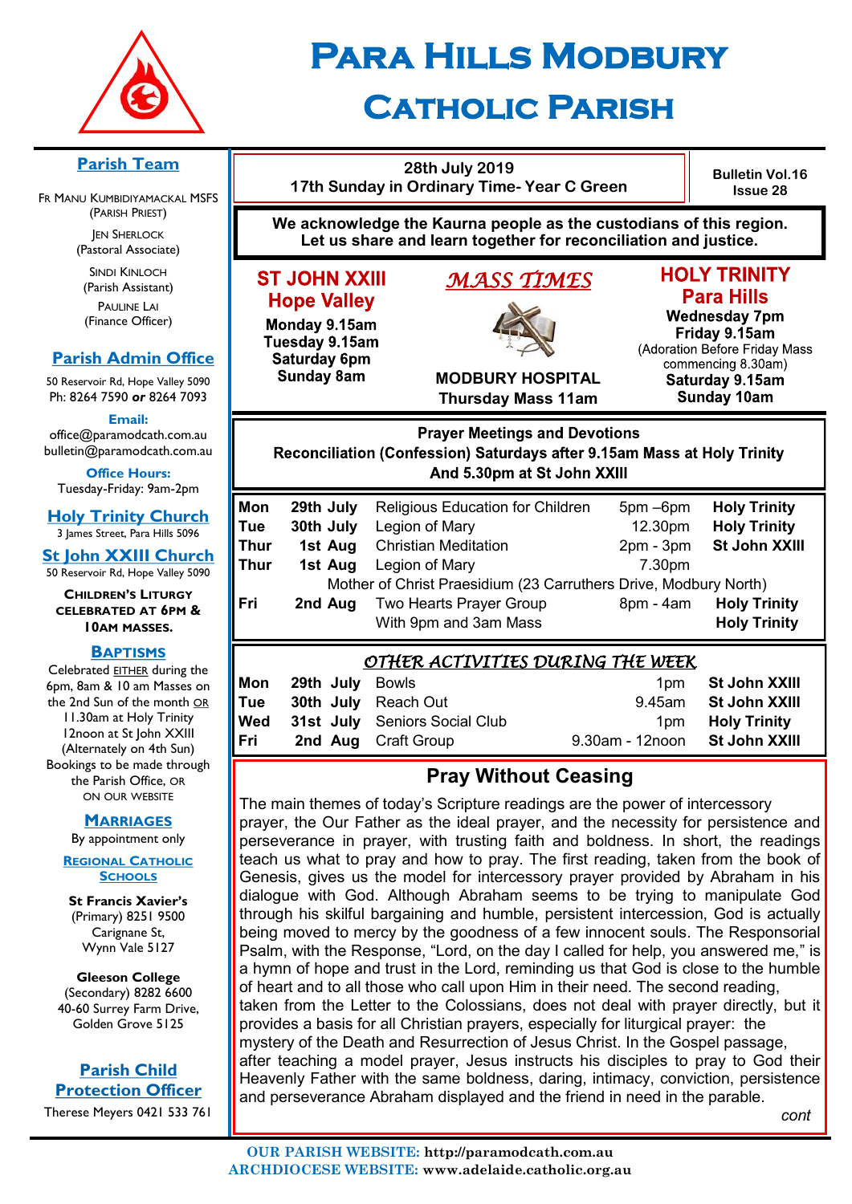# Para Hills Modbury Catholic Parish

## Parish Team

Fr Manu Kumbidiyamackal MSFS
(Parish Priest)

Jen Sherlock
(Pastoral Associate)

Sindi Kinloch
(Parish Assistant)

Pauline Lai
(Finance Officer)

## Parish Admin Office

50 Reservoir Rd, Hope Valley 5090
Ph: 8264 7590 **or** 8264 7093

**Email:**
office@paramodcath.com.au
bulletin@paramodcath.com.au

**Office Hours:**
Tuesday-Friday: 9am-2pm

## Holy Trinity Church

3 James Street, Para Hills 5096

## St John XXIII Church

50 Reservoir Rd, Hope Valley 5090

**Children's Liturgy celebrated at 6pm & 10am Masses.**

## Baptisms

Celebrated EITHER during the 6pm, 8am & 10 am Masses on the 2nd Sun of the month OR 11.30am at Holy Trinity 12noon at St John XXIII (Alternately on 4th Sun) Bookings to be made through the Parish Office, OR on our website

## Marriages

By appointment only

## Regional Catholic Schools

**St Francis Xavier's**
(Primary) 8251 9500
Carignane St,
Wynn Vale 5127

**Gleeson College**
(Secondary) 8282 6600
40-60 Surrey Farm Drive,
Golden Grove 5125

## Parish Child Protection Officer

Therese Meyers 0421 533 761

---

**28th July 2019**
**17th Sunday in Ordinary Time- Year C Green**

**Bulletin Vol.16 Issue 28**

**We acknowledge the Kaurna people as the custodians of this region. Let us share and learn together for reconciliation and justice.**

## *MASS TIMES*

**ST JOHN XXIII Hope Valley**
**Monday 9.15am**
**Tuesday 9.15am**
**Saturday 6pm**
**Sunday 8am**

**MODBURY HOSPITAL**
**Thursday Mass 11am**

**HOLY TRINITY Para Hills**
**Wednesday 7pm**
**Friday 9.15am**
(Adoration Before Friday Mass commencing 8.30am)
**Saturday 9.15am**
**Sunday 10am**

**Prayer Meetings and Devotions**
**Reconciliation (Confession) Saturdays after 9.15am Mass at Holy Trinity And 5.30pm at St John XXIII**

| | | | | |
|---|---|---|---|---|
| **Mon** | **29th July** | Religious Education for Children | 5pm –6pm | **Holy Trinity** |
| **Tue** | **30th July** | Legion of Mary | 12.30pm | **Holy Trinity** |
| **Thur** | **1st Aug** | Christian Meditation | 2pm - 3pm | **St John XXIII** |
| **Thur** | **1st Aug** | Legion of Mary | 7.30pm | |
| | | Mother of Christ Praesidium (23 Carruthers Drive, Modbury North) | | |
| **Fri** | **2nd Aug** | Two Hearts Prayer Group | 8pm - 4am | **Holy Trinity** |
| | | With 9pm and 3am Mass | | **Holy Trinity** |

## *OTHER ACTIVITIES DURING THE WEEK*

| | | | | |
|---|---|---|---|---|
| **Mon** | **29th July** | Bowls | 1pm | **St John XXIII** |
| **Tue** | **30th July** | Reach Out | 9.45am | **St John XXIII** |
| **Wed** | **31st July** | Seniors Social Club | 1pm | **Holy Trinity** |
| **Fri** | **2nd Aug** | Craft Group | 9.30am - 12noon | **St John XXIII** |

## Pray Without Ceasing

The main themes of today's Scripture readings are the power of intercessory prayer, the Our Father as the ideal prayer, and the necessity for persistence and perseverance in prayer, with trusting faith and boldness. In short, the readings teach us what to pray and how to pray. The first reading, taken from the book of Genesis, gives us the model for intercessory prayer provided by Abraham in his dialogue with God. Although Abraham seems to be trying to manipulate God through his skilful bargaining and humble, persistent intercession, God is actually being moved to mercy by the goodness of a few innocent souls. The Responsorial Psalm, with the Response, "Lord, on the day I called for help, you answered me," is a hymn of hope and trust in the Lord, reminding us that God is close to the humble of heart and to all those who call upon Him in their need. The second reading, taken from the Letter to the Colossians, does not deal with prayer directly, but it provides a basis for all Christian prayers, especially for liturgical prayer: the mystery of the Death and Resurrection of Jesus Christ. In the Gospel passage, after teaching a model prayer, Jesus instructs his disciples to pray to God their Heavenly Father with the same boldness, daring, intimacy, conviction, persistence and perseverance Abraham displayed and the friend in need in the parable.

*cont*

**OUR PARISH WEBSITE:** http://paramodcath.com.au
**ARCHDIOCESE WEBSITE:** www.adelaide.catholic.org.au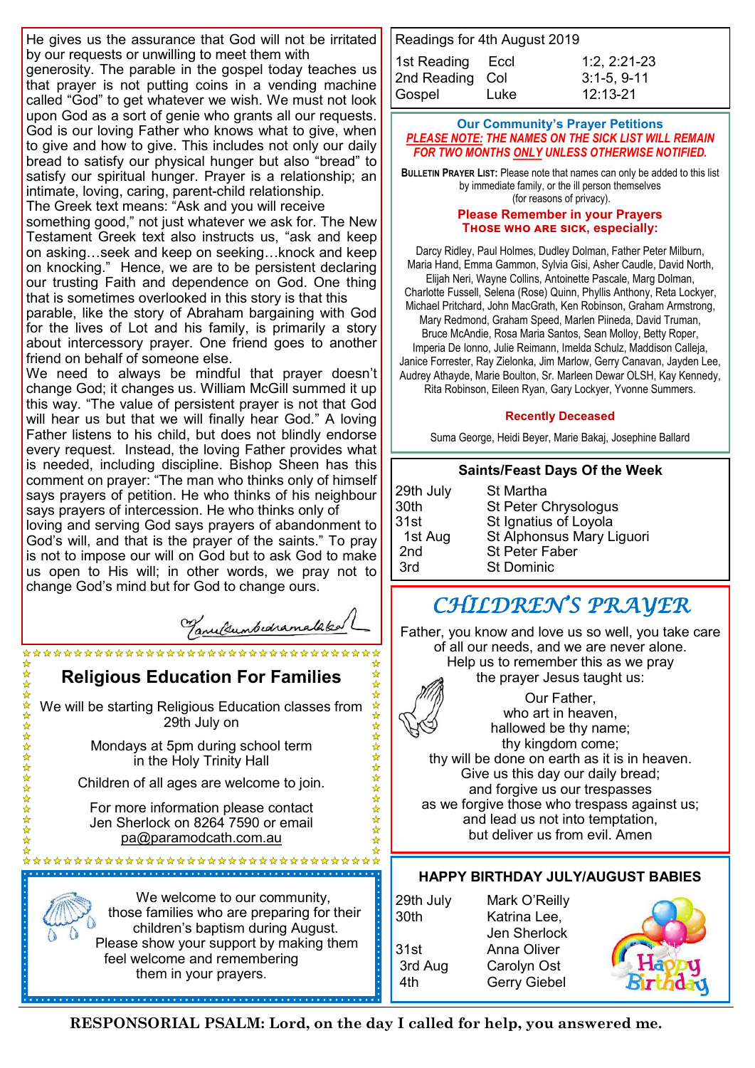He gives us the assurance that God will not be irritated by our requests or unwilling to meet them with generosity. The parable in the gospel today teaches us that prayer is not putting coins in a vending machine called "God" to get whatever we wish. We must not look upon God as a sort of genie who grants all our requests. God is our loving Father who knows what to give, when to give and how to give. This includes not only our daily bread to satisfy our physical hunger but also "bread" to satisfy our spiritual hunger. Prayer is a relationship; an intimate, loving, caring, parent-child relationship.
The Greek text means: "Ask and you will receive something good," not just whatever we ask for. The New Testament Greek text also instructs us, "ask and keep on asking…seek and keep on seeking…knock and keep on knocking." Hence, we are to be persistent declaring our trusting Faith and dependence on God. One thing that is sometimes overlooked in this story is that this parable, like the story of Abraham bargaining with God for the lives of Lot and his family, is primarily a story about intercessory prayer. One friend goes to another friend on behalf of someone else.
We need to always be mindful that prayer doesn't change God; it changes us. William McGill summed it up this way. "The value of persistent prayer is not that God will hear us but that we will finally hear God." A loving Father listens to his child, but does not blindly endorse every request. Instead, the loving Father provides what is needed, including discipline. Bishop Sheen has this comment on prayer: "The man who thinks only of himself says prayers of petition. He who thinks of his neighbour says prayers of intercession. He who thinks only of loving and serving God says prayers of abandonment to God's will, and that is the prayer of the saints." To pray is not to impose our will on God but to ask God to make us open to His will; in other words, we pray not to change God's mind but for God to change ours.

## Religious Education For Families

We will be starting Religious Education classes from 29th July on

Mondays at 5pm during school term in the Holy Trinity Hall

Children of all ages are welcome to join.

For more information please contact Jen Sherlock on 8264 7590 or email pa@paramodcath.com.au

We welcome to our community, those families who are preparing for their children's baptism during August. Please show your support by making them feel welcome and remembering them in your prayers.

Readings for 4th August 2019

| | | |
|---|---|---|
| 1st Reading | Eccl | 1:2, 2:21-23 |
| 2nd Reading | Col | 3:1-5, 9-11 |
| Gospel | Luke | 12:13-21 |

### Our Community's Prayer Petitions

***PLEASE NOTE: THE NAMES ON THE SICK LIST WILL REMAIN FOR TWO MONTHS ONLY UNLESS OTHERWISE NOTIFIED.***

**BULLETIN PRAYER LIST:** Please note that names can only be added to this list by immediate family, or the ill person themselves (for reasons of privacy).

**Please Remember in your Prayers Those who are sick, especially:**

Darcy Ridley, Paul Holmes, Dudley Dolman, Father Peter Milburn, Maria Hand, Emma Gammon, Sylvia Gisi, Asher Caudle, David North, Elijah Neri, Wayne Collins, Antoinette Pascale, Marg Dolman, Charlotte Fussell, Selena (Rose) Quinn, Phyllis Anthony, Reta Lockyer, Michael Pritchard, John MacGrath, Ken Robinson, Graham Armstrong, Mary Redmond, Graham Speed, Marlen Piineda, David Truman, Bruce McAndie, Rosa Maria Santos, Sean Molloy, Betty Roper, Imperia De Ionno, Julie Reimann, Imelda Schulz, Maddison Calleja, Janice Forrester, Ray Zielonka, Jim Marlow, Gerry Canavan, Jayden Lee, Audrey Athayde, Marie Boulton, Sr. Marleen Dewar OLSH, Kay Kennedy, Rita Robinson, Eileen Ryan, Gary Lockyer, Yvonne Summers.

**Recently Deceased**

Suma George, Heidi Beyer, Marie Bakaj, Josephine Ballard

### Saints/Feast Days Of the Week

| | |
|---|---|
| 29th July | St Martha |
| 30th | St Peter Chrysologus |
| 31st | St Ignatius of Loyola |
| 1st Aug | St Alphonsus Mary Liguori |
| 2nd | St Peter Faber |
| 3rd | St Dominic |

## CHILDREN'S PRAYER

Father, you know and love us so well, you take care of all our needs, and we are never alone.
Help us to remember this as we pray the prayer Jesus taught us:

Our Father,
who art in heaven,
hallowed be thy name;
thy kingdom come;
thy will be done on earth as it is in heaven.
Give us this day our daily bread;
and forgive us our trespasses
as we forgive those who trespass against us;
and lead us not into temptation,
but deliver us from evil. Amen

### HAPPY BIRTHDAY JULY/AUGUST BABIES

| | |
|---|---|
| 29th July | Mark O'Reilly |
| 30th | Katrina Lee, Jen Sherlock |
| 31st | Anna Oliver |
| 3rd Aug | Carolyn Ost |
| 4th | Gerry Giebel |

**RESPONSORIAL PSALM: Lord, on the day I called for help, you answered me.**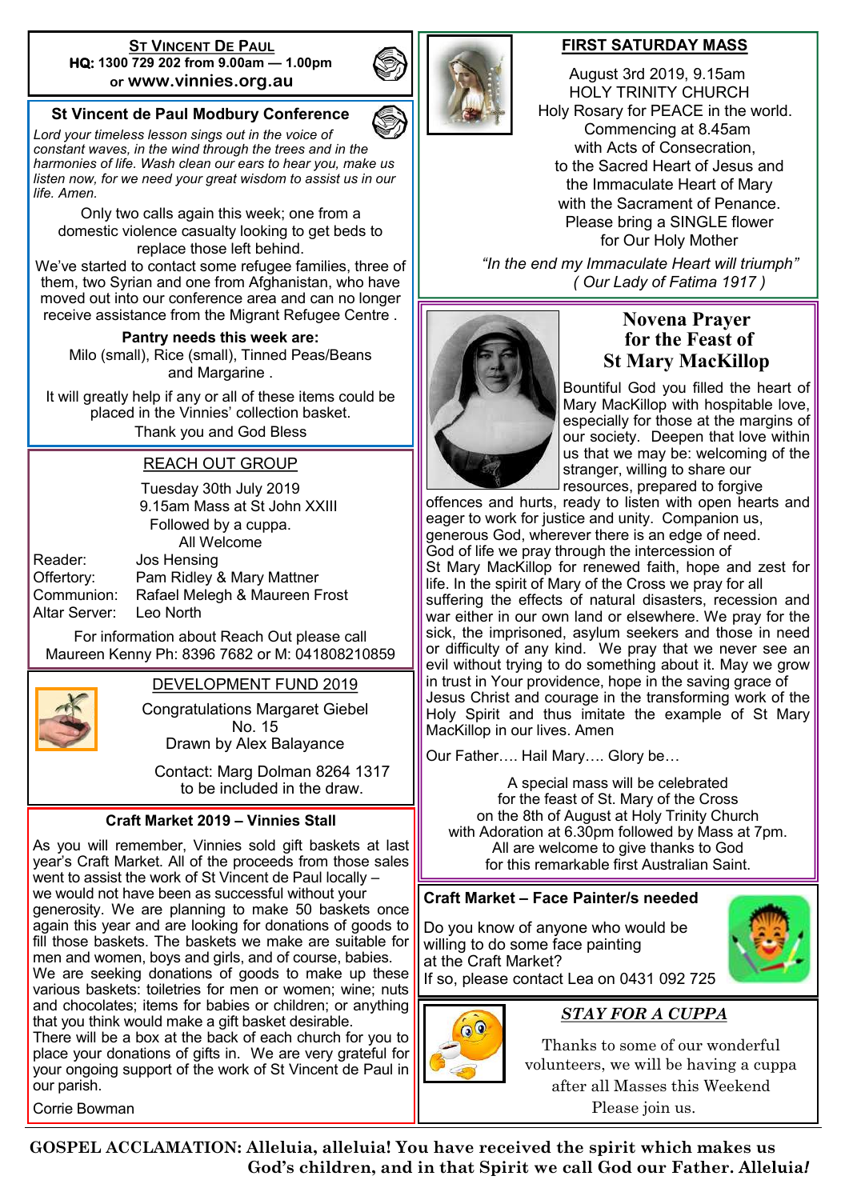## St Vincent De Paul

**HQ: 1300 729 202 from 9.00am — 1.00pm or www.vinnies.org.au**

## St Vincent de Paul Modbury Conference

*Lord your timeless lesson sings out in the voice of constant waves, in the wind through the trees and in the harmonies of life. Wash clean our ears to hear you, make us listen now, for we need your great wisdom to assist us in our life. Amen.*

Only two calls again this week; one from a domestic violence casualty looking to get beds to replace those left behind.

We've started to contact some refugee families, three of them, two Syrian and one from Afghanistan, who have moved out into our conference area and can no longer receive assistance from the Migrant Refugee Centre .

**Pantry needs this week are:**
Milo (small), Rice (small), Tinned Peas/Beans and Margarine .

It will greatly help if any or all of these items could be placed in the Vinnies' collection basket.
Thank you and God Bless

## REACH OUT GROUP

Tuesday 30th July 2019
9.15am Mass at St John XXIII
Followed by a cuppa.
All Welcome

Reader: Jos Hensing
Offertory: Pam Ridley & Mary Mattner
Communion: Rafael Melegh & Maureen Frost
Altar Server: Leo North

For information about Reach Out please call Maureen Kenny Ph: 8396 7682 or M: 041808210859

## DEVELOPMENT FUND 2019

Congratulations Margaret Giebel
No. 15
Drawn by Alex Balayance

Contact: Marg Dolman 8264 1317 to be included in the draw.

## Craft Market 2019 – Vinnies Stall

As you will remember, Vinnies sold gift baskets at last year's Craft Market. All of the proceeds from those sales went to assist the work of St Vincent de Paul locally – we would not have been as successful without your generosity. We are planning to make 50 baskets once again this year and are looking for donations of goods to fill those baskets. The baskets we make are suitable for men and women, boys and girls, and of course, babies. We are seeking donations of goods to make up these various baskets: toiletries for men or women; wine; nuts and chocolates; items for babies or children; or anything that you think would make a gift basket desirable.

There will be a box at the back of each church for you to place your donations of gifts in. We are very grateful for your ongoing support of the work of St Vincent de Paul in our parish.

Corrie Bowman

## FIRST SATURDAY MASS

August 3rd 2019, 9.15am
HOLY TRINITY CHURCH
Holy Rosary for PEACE in the world.
Commencing at 8.45am
with Acts of Consecration,
to the Sacred Heart of Jesus and
the Immaculate Heart of Mary
with the Sacrament of Penance.
Please bring a SINGLE flower
for Our Holy Mother

*"In the end my Immaculate Heart will triumph"*
*( Our Lady of Fatima 1917 )*

## Novena Prayer for the Feast of St Mary MacKillop

Bountiful God you filled the heart of Mary MacKillop with hospitable love, especially for those at the margins of our society. Deepen that love within us that we may be: welcoming of the stranger, willing to share our resources, prepared to forgive offences and hurts, ready to listen with open hearts and eager to work for justice and unity. Companion us, generous God, wherever there is an edge of need. God of life we pray through the intercession of St Mary MacKillop for renewed faith, hope and zest for life. In the spirit of Mary of the Cross we pray for all suffering the effects of natural disasters, recession and war either in our own land or elsewhere. We pray for the sick, the imprisoned, asylum seekers and those in need or difficulty of any kind. We pray that we never see an evil without trying to do something about it. May we grow in trust in Your providence, hope in the saving grace of Jesus Christ and courage in the transforming work of the Holy Spirit and thus imitate the example of St Mary MacKillop in our lives. Amen

Our Father…. Hail Mary…. Glory be…

A special mass will be celebrated for the feast of St. Mary of the Cross on the 8th of August at Holy Trinity Church with Adoration at 6.30pm followed by Mass at 7pm. All are welcome to give thanks to God for this remarkable first Australian Saint.

## Craft Market – Face Painter/s needed

Do you know of anyone who would be willing to do some face painting at the Craft Market?
If so, please contact Lea on 0431 092 725

## *STAY FOR A CUPPA*

Thanks to some of our wonderful volunteers, we will be having a cuppa after all Masses this Weekend
Please join us.

**GOSPEL ACCLAMATION: Alleluia, alleluia! You have received the spirit which makes us God's children, and in that Spirit we call God our Father. Alleluia!**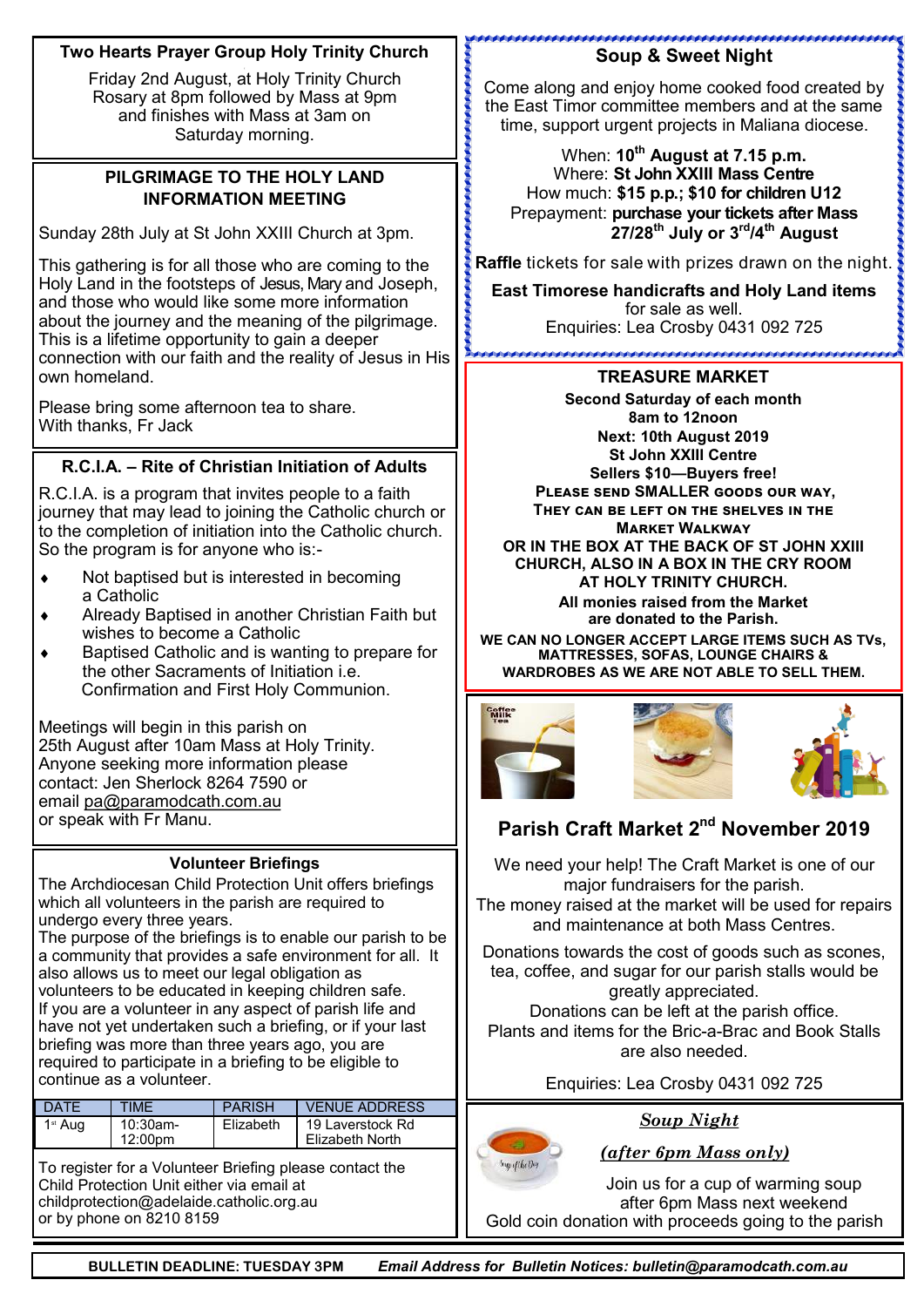### Two Hearts Prayer Group Holy Trinity Church

Friday 2nd August, at Holy Trinity Church
Rosary at 8pm followed by Mass at 9pm
and finishes with Mass at 3am on
Saturday morning.

### PILGRIMAGE TO THE HOLY LAND INFORMATION MEETING

Sunday 28th July at St John XXIII Church at 3pm.

This gathering is for all those who are coming to the Holy Land in the footsteps of Jesus, Mary and Joseph, and those who would like some more information about the journey and the meaning of the pilgrimage. This is a lifetime opportunity to gain a deeper connection with our faith and the reality of Jesus in His own homeland.

Please bring some afternoon tea to share.
With thanks, Fr Jack

### R.C.I.A. – Rite of Christian Initiation of Adults

R.C.I.A. is a program that invites people to a faith journey that may lead to joining the Catholic church or to the completion of initiation into the Catholic church. So the program is for anyone who is:-

- Not baptised but is interested in becoming a Catholic
- Already Baptised in another Christian Faith but wishes to become a Catholic
- Baptised Catholic and is wanting to prepare for the other Sacraments of Initiation i.e. Confirmation and First Holy Communion.

Meetings will begin in this parish on
25th August after 10am Mass at Holy Trinity.
Anyone seeking more information please
contact: Jen Sherlock 8264 7590 or
email pa@paramodcath.com.au
or speak with Fr Manu.

### Volunteer Briefings

The Archdiocesan Child Protection Unit offers briefings which all volunteers in the parish are required to undergo every three years.
The purpose of the briefings is to enable our parish to be a community that provides a safe environment for all. It also allows us to meet our legal obligation as volunteers to be educated in keeping children safe.
If you are a volunteer in any aspect of parish life and have not yet undertaken such a briefing, or if your last briefing was more than three years ago, you are required to participate in a briefing to be eligible to continue as a volunteer.

| DATE | TIME | PARISH | VENUE ADDRESS |
|---|---|---|---|
| 1st Aug | 10:30am-12:00pm | Elizabeth | 19 Laverstock Rd Elizabeth North |

To register for a Volunteer Briefing please contact the Child Protection Unit either via email at childprotection@adelaide.catholic.org.au
or by phone on 8210 8159

### Soup & Sweet Night

Come along and enjoy home cooked food created by the East Timor committee members and at the same time, support urgent projects in Maliana diocese.

When: **10th August at 7.15 p.m.**
Where: **St John XXIII Mass Centre**
How much: **$15 p.p.; $10 for children U12**
Prepayment: **purchase your tickets after Mass 27/28th July or 3rd/4th August**

**Raffle** tickets for sale with prizes drawn on the night.

**East Timorese handicrafts and Holy Land items** for sale as well.
Enquiries: Lea Crosby 0431 092 725

### TREASURE MARKET

**Second Saturday of each month**
**8am to 12noon**
**Next: 10th August 2019**
**St John XXIII Centre**
**Sellers $10—Buyers free!**

**PLEASE SEND SMALLER GOODS OUR WAY, THEY CAN BE LEFT ON THE SHELVES IN THE MARKET WALKWAY OR IN THE BOX AT THE BACK OF ST JOHN XXIII CHURCH, ALSO IN A BOX IN THE CRY ROOM AT HOLY TRINITY CHURCH.**

**All monies raised from the Market are donated to the Parish.**

**WE CAN NO LONGER ACCEPT LARGE ITEMS SUCH AS TVs, MATTRESSES, SOFAS, LOUNGE CHAIRS & WARDROBES AS WE ARE NOT ABLE TO SELL THEM.**

### Parish Craft Market 2nd November 2019

We need your help! The Craft Market is one of our major fundraisers for the parish.
The money raised at the market will be used for repairs and maintenance at both Mass Centres.

Donations towards the cost of goods such as scones, tea, coffee, and sugar for our parish stalls would be greatly appreciated.
Donations can be left at the parish office.
Plants and items for the Bric-a-Brac and Book Stalls are also needed.

Enquiries: Lea Crosby 0431 092 725

### *Soup Night*

***(after 6pm Mass only)***

Join us for a cup of warming soup after 6pm Mass next weekend
Gold coin donation with proceeds going to the parish

**BULLETIN DEADLINE: TUESDAY 3PM** ***Email Address for Bulletin Notices: bulletin@paramodcath.com.au***